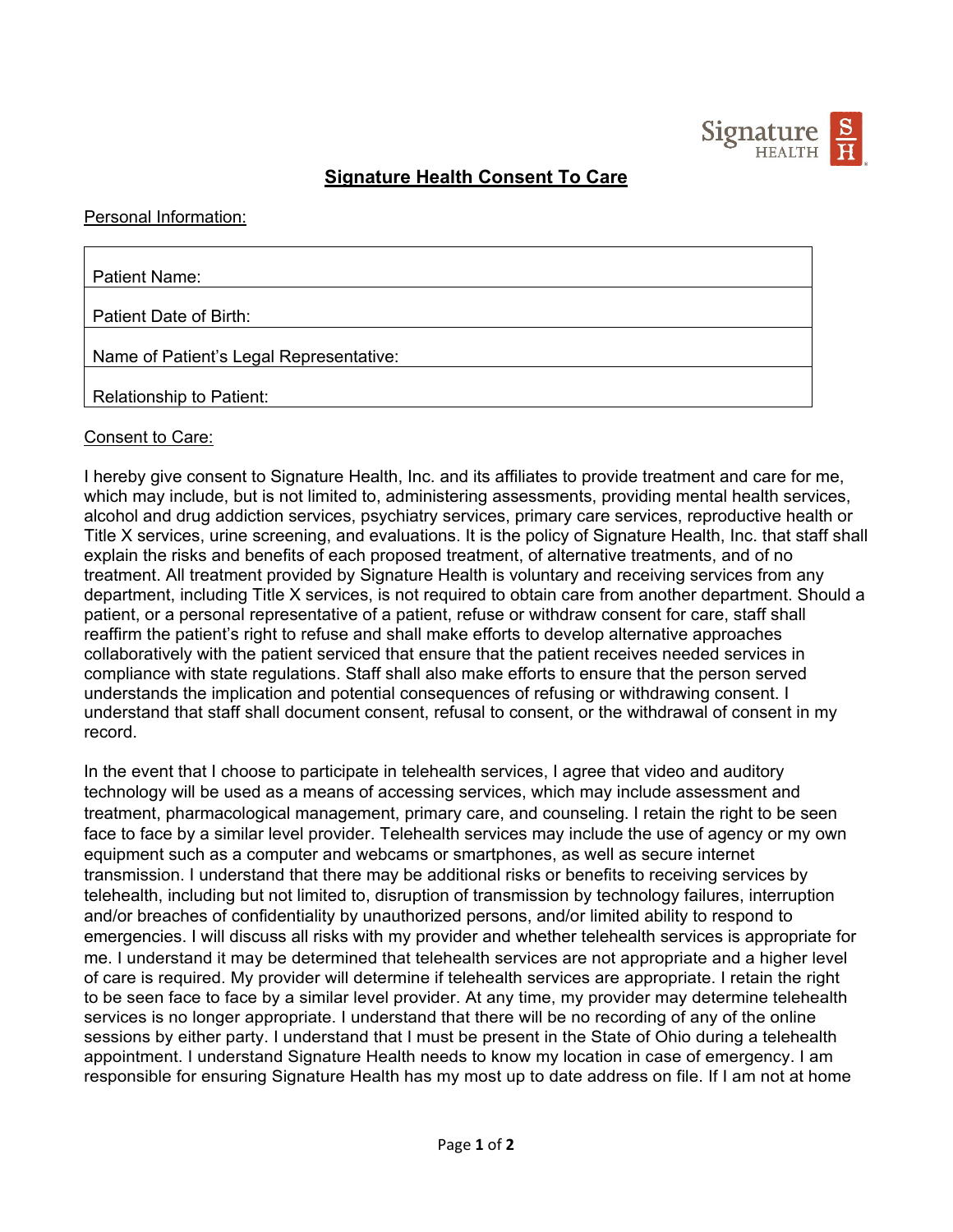# Signature Health Consent To Care

Personal Information:

| Patient Name: |
|---|
| Patient Date of Birth: |
| Name of Patient's Legal Representative: |
| Relationship to Patient: |

Consent to Care:

I hereby give consent to Signature Health, Inc. and its affiliates to provide treatment and care for me, which may include, but is not limited to, administering assessments, providing mental health services, alcohol and drug addiction services, psychiatry services, primary care services, reproductive health or Title X services, urine screening, and evaluations. It is the policy of Signature Health, Inc. that staff shall explain the risks and benefits of each proposed treatment, of alternative treatments, and of no treatment. All treatment provided by Signature Health is voluntary and receiving services from any department, including Title X services, is not required to obtain care from another department. Should a patient, or a personal representative of a patient, refuse or withdraw consent for care, staff shall reaffirm the patient's right to refuse and shall make efforts to develop alternative approaches collaboratively with the patient serviced that ensure that the patient receives needed services in compliance with state regulations. Staff shall also make efforts to ensure that the person served understands the implication and potential consequences of refusing or withdrawing consent. I understand that staff shall document consent, refusal to consent, or the withdrawal of consent in my record.

In the event that I choose to participate in telehealth services, I agree that video and auditory technology will be used as a means of accessing services, which may include assessment and treatment, pharmacological management, primary care, and counseling. I retain the right to be seen face to face by a similar level provider. Telehealth services may include the use of agency or my own equipment such as a computer and webcams or smartphones, as well as secure internet transmission. I understand that there may be additional risks or benefits to receiving services by telehealth, including but not limited to, disruption of transmission by technology failures, interruption and/or breaches of confidentiality by unauthorized persons, and/or limited ability to respond to emergencies. I will discuss all risks with my provider and whether telehealth services is appropriate for me. I understand it may be determined that telehealth services are not appropriate and a higher level of care is required. My provider will determine if telehealth services are appropriate. I retain the right to be seen face to face by a similar level provider. At any time, my provider may determine telehealth services is no longer appropriate. I understand that there will be no recording of any of the online sessions by either party. I understand that I must be present in the State of Ohio during a telehealth appointment. I understand Signature Health needs to know my location in case of emergency. I am responsible for ensuring Signature Health has my most up to date address on file. If I am not at home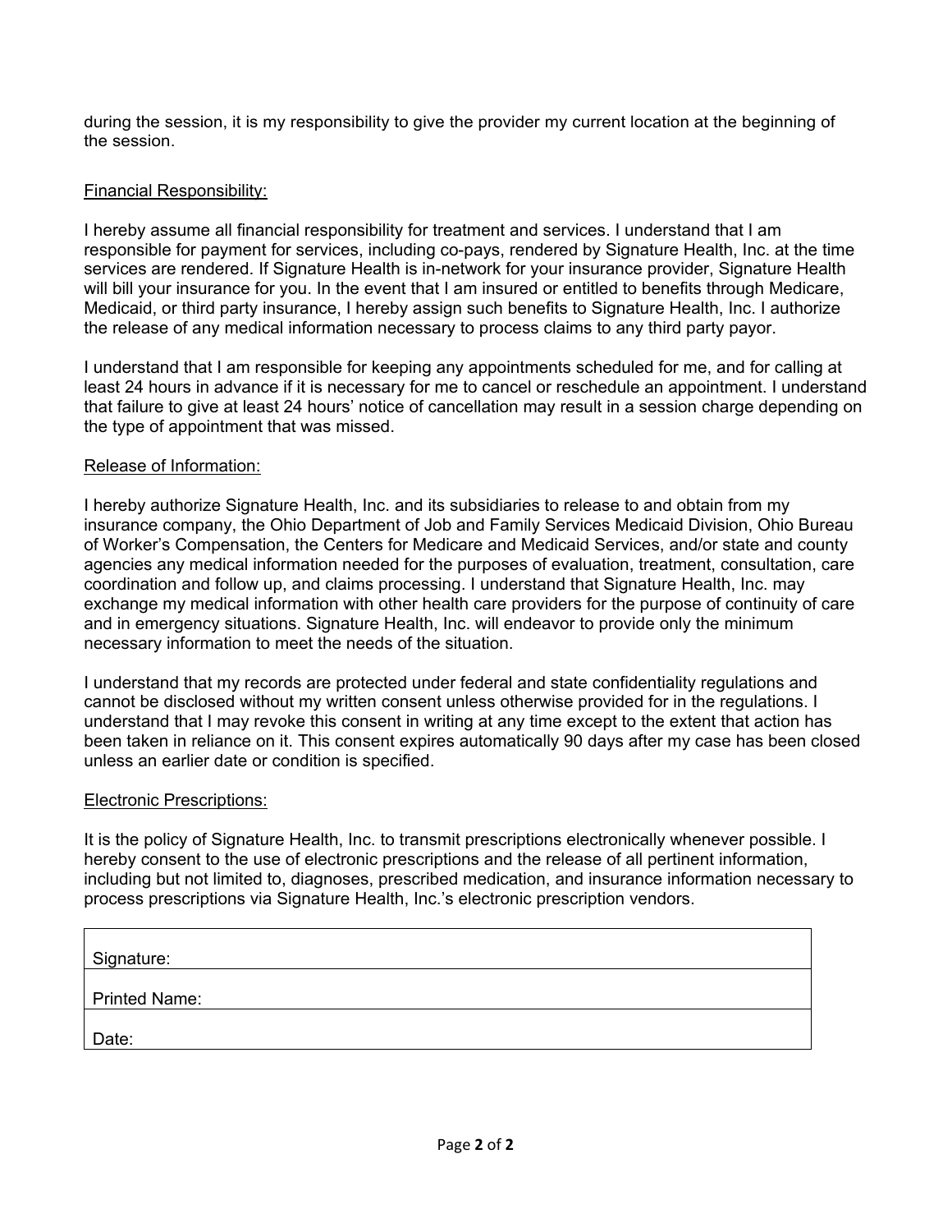during the session, it is my responsibility to give the provider my current location at the beginning of the session.

Financial Responsibility:

I hereby assume all financial responsibility for treatment and services. I understand that I am responsible for payment for services, including co-pays, rendered by Signature Health, Inc. at the time services are rendered. If Signature Health is in-network for your insurance provider, Signature Health will bill your insurance for you. In the event that I am insured or entitled to benefits through Medicare, Medicaid, or third party insurance, I hereby assign such benefits to Signature Health, Inc. I authorize the release of any medical information necessary to process claims to any third party payor.

I understand that I am responsible for keeping any appointments scheduled for me, and for calling at least 24 hours in advance if it is necessary for me to cancel or reschedule an appointment. I understand that failure to give at least 24 hours' notice of cancellation may result in a session charge depending on the type of appointment that was missed.

Release of Information:

I hereby authorize Signature Health, Inc. and its subsidiaries to release to and obtain from my insurance company, the Ohio Department of Job and Family Services Medicaid Division, Ohio Bureau of Worker's Compensation, the Centers for Medicare and Medicaid Services, and/or state and county agencies any medical information needed for the purposes of evaluation, treatment, consultation, care coordination and follow up, and claims processing. I understand that Signature Health, Inc. may exchange my medical information with other health care providers for the purpose of continuity of care and in emergency situations. Signature Health, Inc. will endeavor to provide only the minimum necessary information to meet the needs of the situation.

I understand that my records are protected under federal and state confidentiality regulations and cannot be disclosed without my written consent unless otherwise provided for in the regulations. I understand that I may revoke this consent in writing at any time except to the extent that action has been taken in reliance on it. This consent expires automatically 90 days after my case has been closed unless an earlier date or condition is specified.

Electronic Prescriptions:

It is the policy of Signature Health, Inc. to transmit prescriptions electronically whenever possible. I hereby consent to the use of electronic prescriptions and the release of all pertinent information, including but not limited to, diagnoses, prescribed medication, and insurance information necessary to process prescriptions via Signature Health, Inc.'s electronic prescription vendors.

| |
|---|
| Signature: |
| Printed Name: |
| Date: |